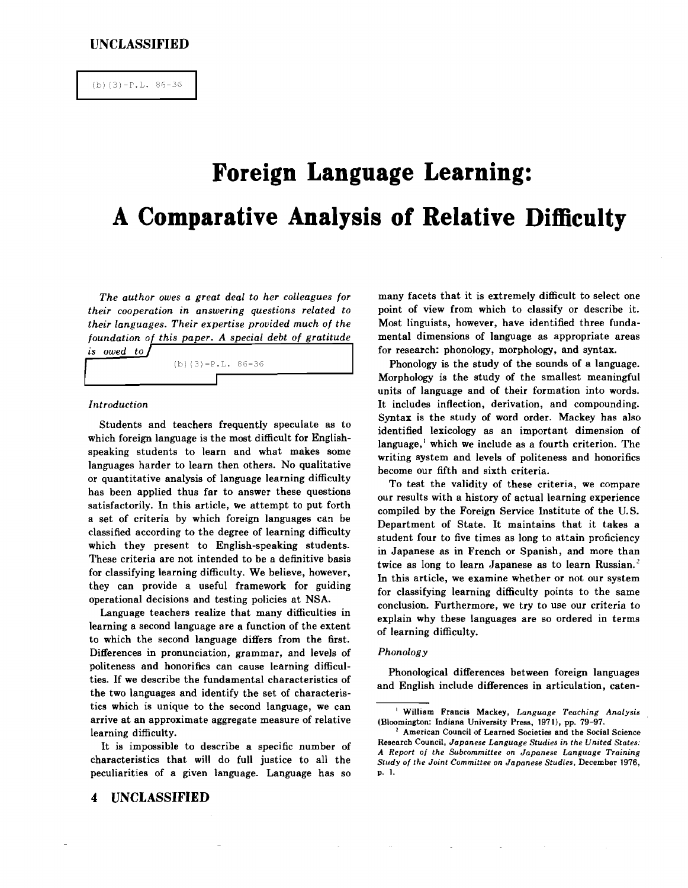UNCLASSIFIED

(b)(3)-P.L. 86-36

# Foreign Language Learning: A Comparative Analysis of Relative Difficulty

*The author owes a great deal to her colleagues for their cooperation in answering questions related to their languages. Their expertise provided much of the foundation of this paper. A special debt of gratitude is owed to*

(b)(3)-P.L. 86-36

### *Introduction*

Students and teachers frequently speculate as to which foreign language is the most difficult for English-speaking students to learn and what makes some languages harder to learn then others. No qualitative or quantitative analysis of language learning difficulty has been applied thus far to answer these questions satisfactorily. In this article, we attempt to put forth a set of criteria by which foreign languages can be classified according to the degree of learning difficulty which they present to English-speaking students. These criteria are not intended to be a definitive basis for classifying learning difficulty. We believe, however, they can provide a useful framework for guiding operational decisions and testing policies at NSA.

Language teachers realize that many difficulties in learning a second language are a function of the extent to which the second language differs from the first. Differences in pronunciation, grammar, and levels of politeness and honorifics can cause learning difficulties. If we describe the fundamental characteristics of the two languages and identify the set of characteristics which is unique to the second language, we can arrive at an approximate aggregate measure of relative learning difficulty.

It is impossible to describe a specific number of characteristics that will do full justice to all the peculiarities of a given language. Language has so many facets that it is extremely difficult to select one point of view from which to classify or describe it. Most linguists, however, have identified three fundamental dimensions of language as appropriate areas for research: phonology, morphology, and syntax.

Phonology is the study of the sounds of a language. Morphology is the study of the smallest meaningful units of language and of their formation into words. It includes inflection, derivation, and compounding. Syntax is the study of word order. Mackey has also identified lexicology as an important dimension of language,[1] which we include as a fourth criterion. The writing system and levels of politeness and honorifics become our fifth and sixth criteria.

To test the validity of these criteria, we compare our results with a history of actual learning experience compiled by the Foreign Service Institute of the U.S. Department of State. It maintains that it takes a student four to five times as long to attain proficiency in Japanese as in French or Spanish, and more than twice as long to learn Japanese as to learn Russian.[2] In this article, we examine whether or not our system for classifying learning difficulty points to the same conclusion. Furthermore, we try to use our criteria to explain why these languages are so ordered in terms of learning difficulty.

### *Phonology*

Phonological differences between foreign languages and English include differences in articulation, caten-

---

[1] William Francis Mackey, *Language Teaching Analysis* (Bloomington: Indiana University Press, 1971), pp. 79–97.

[2] American Council of Learned Societies and the Social Science Research Council, *Japanese Language Studies in the United States: A Report of the Subcommittee on Japanese Language Training Study of the Joint Committee on Japanese Studies*, December 1976, p. 1.

UNCLASSIFIED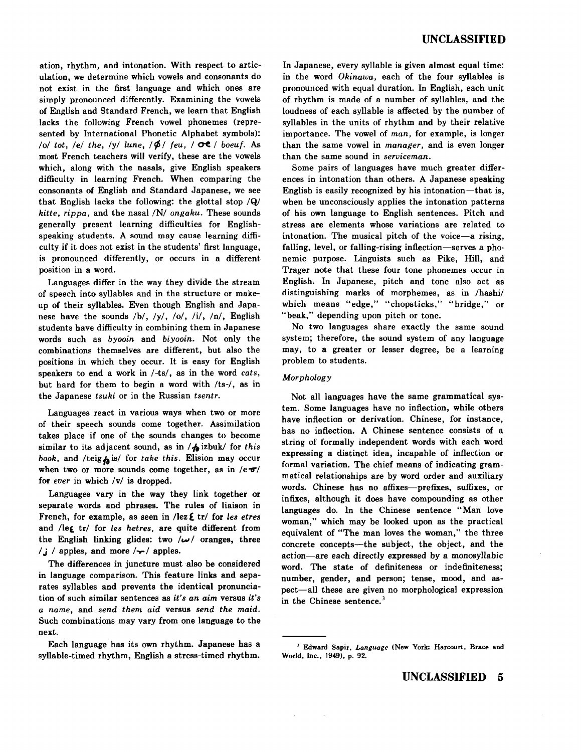ation, rhythm, and intonation. With respect to articulation, we determine which vowels and consonants do not exist in the first language and which ones are simply pronounced differently. Examining the vowels of English and Standard French, we learn that English lacks the following French vowel phonemes (represented by International Phonetic Alphabet symbols): /o/ *tot*, /e/ *the*, /y/ *lune*, /ø/ *feu*, /œ/ *boeuf*. As most French teachers will verify, these are the vowels which, along with the nasals, give English speakers difficulty in learning French. When comparing the consonants of English and Standard Japanese, we see that English lacks the following: the glottal stop /Q/ *kitte*, *rippa*, and the nasal /N/ *ongaku*. These sounds generally present learning difficulties for English-speaking students. A sound may cause learning difficulty if it does not exist in the students' first language, is pronounced differently, or occurs in a different position in a word.

Languages differ in the way they divide the stream of speech into syllables and in the structure or make-up of their syllables. Even though English and Japanese have the sounds /b/, /y/, /o/, /i/, /n/, English students have difficulty in combining them in Japanese words such as *byooin* and *biyooin*. Not only the combinations themselves are different, but also the positions in which they occur. It is easy for English speakers to end a work in /-ts/, as in the word *cats*, but hard for them to begin a word with /ts-/, as in the Japanese *tsuki* or in the Russian *tsentr*.

Languages react in various ways when two or more of their speech sounds come together. Assimilation takes place if one of the sounds changes to become similar to its adjacent sound, as in /ðizbuk/ for *this book*, and /teigðis/ for *take this*. Elision may occur when two or more sounds come together, as in /eɚ/ for *ever* in which /v/ is dropped.

Languages vary in the way they link together or separate words and phrases. The rules of liaison in French, for example, as seen in /lezɛtr/ for *les etres* and /leɛtr/ for *les hetres*, are quite different from the English linking glides: two /w/ oranges, three /j/ apples, and more /r/ apples.

The differences in juncture must also be considered in language comparison. This feature links and separates syllables and prevents the identical pronunciation of such similar sentences as *it's an aim* versus *it's a name*, and *send them aid* versus *send the maid*. Such combinations may vary from one language to the next.

Each language has its own rhythm. Japanese has a syllable-timed rhythm, English a stress-timed rhythm. In Japanese, every syllable is given almost equal time: in the word *Okinawa*, each of the four syllables is pronounced with equal duration. In English, each unit of rhythm is made of a number of syllables, and the loudness of each syllable is affected by the number of syllables in the units of rhythm and by their relative importance. The vowel of *man*, for example, is longer than the same vowel in *manager*, and is even longer than the same sound in *serviceman*.

Some pairs of languages have much greater differences in intonation than others. A Japanese speaking English is easily recognized by his intonation—that is, when he unconsciously applies the intonation patterns of his own language to English sentences. Pitch and stress are elements whose variations are related to intonation. The musical pitch of the voice—a rising, falling, level, or falling-rising inflection—serves a phonemic purpose. Linguists such as Pike, Hill, and Trager note that these four tone phonemes occur in English. In Japanese, pitch and tone also act as distinguishing marks of morphemes, as in /hashi/ which means "edge," "chopsticks," "bridge," or "beak," depending upon pitch or tone.

No two languages share exactly the same sound system; therefore, the sound system of any language may, to a greater or lesser degree, be a learning problem to students.

### *Morphology*

Not all languages have the same grammatical system. Some languages have no inflection, while others have inflection or derivation. Chinese, for instance, has no inflection. A Chinese sentence consists of a string of formally independent words with each word expressing a distinct idea, incapable of inflection or formal variation. The chief means of indicating grammatical relationships are by word order and auxiliary words. Chinese has no affixes—prefixes, suffixes, or infixes, although it does have compounding as other languages do. In the Chinese sentence "Man love woman," which may be looked upon as the practical equivalent of "The man loves the woman," the three concrete concepts—the subject, the object, and the action—are each directly expressed by a monosyllabic word. The state of definiteness or indefiniteness; number, gender, and person; tense, mood, and aspect—all these are given no morphological expression in the Chinese sentence.[3]

---

[3] Edward Sapir, *Language* (New York: Harcourt, Brace and World, Inc., 1949), p. 92.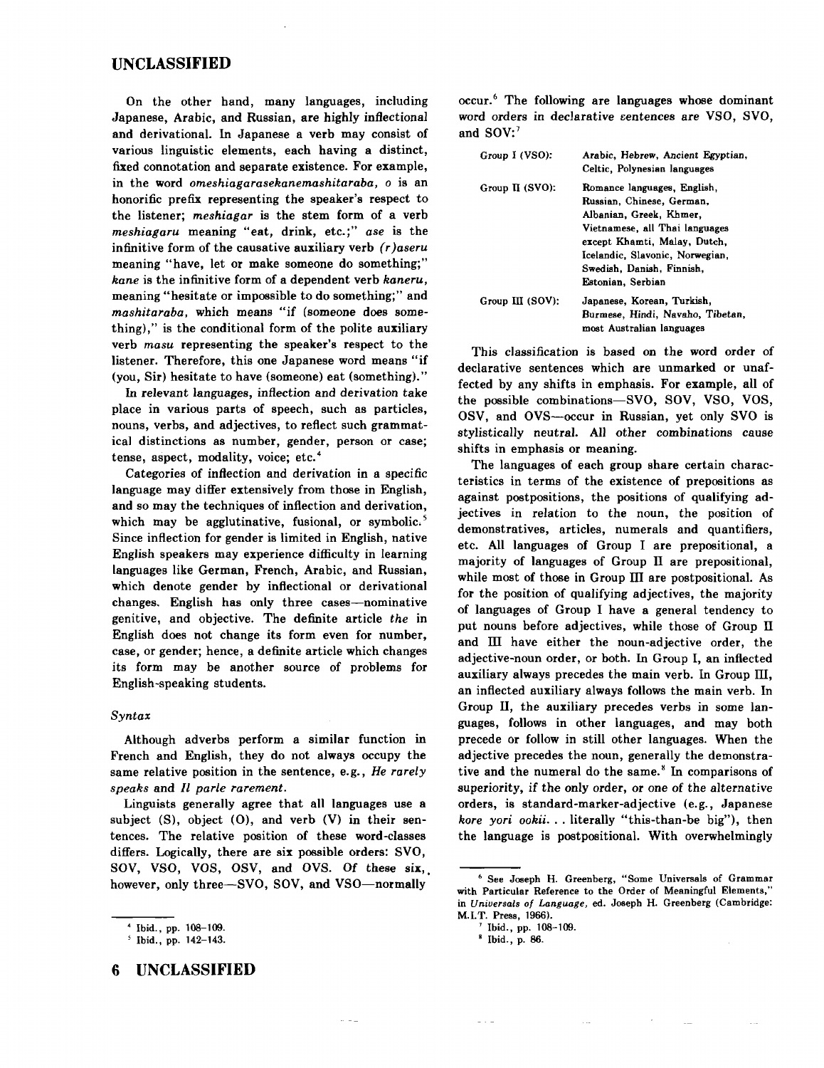On the other hand, many languages, including Japanese, Arabic, and Russian, are highly inflectional and derivational. In Japanese a verb may consist of various linguistic elements, each having a distinct, fixed connotation and separate existence. For example, in the word *omeshiagarasekanemashitaraba, o* is an honorific prefix representing the speaker's respect to the listener; *meshiagar* is the stem form of a verb *meshiagaru* meaning "eat, drink, etc.;" *ase* is the infinitive form of the causative auxiliary verb *(r)aseru* meaning "have, let or make someone do something;" *kane* is the infinitive form of a dependent verb *kaneru*, meaning "hesitate or impossible to do something;" and *mashitaraba*, which means "if (someone does something)," is the conditional form of the polite auxiliary verb *masu* representing the speaker's respect to the listener. Therefore, this one Japanese word means "if (you, Sir) hesitate to have (someone) eat (something)."

In relevant languages, inflection and derivation take place in various parts of speech, such as particles, nouns, verbs, and adjectives, to reflect such grammatical distinctions as number, gender, person or case; tense, aspect, modality, voice; etc.[4]

Categories of inflection and derivation in a specific language may differ extensively from those in English, and so may the techniques of inflection and derivation, which may be agglutinative, fusional, or symbolic.[5] Since inflection for gender is limited in English, native English speakers may experience difficulty in learning languages like German, French, Arabic, and Russian, which denote gender by inflectional or derivational changes. English has only three cases—nominative genitive, and objective. The definite article *the* in English does not change its form even for number, case, or gender; hence, a definite article which changes its form may be another source of problems for English-speaking students.

### *Syntax*

Although adverbs perform a similar function in French and English, they do not always occupy the same relative position in the sentence, e.g., *He rarely speaks* and *Il parle rarement*.

Linguists generally agree that all languages use a subject (S), object (O), and verb (V) in their sentences. The relative position of these word-classes differs. Logically, there are six possible orders: SVO, SOV, VSO, VOS, OSV, and OVS. Of these six, however, only three—SVO, SOV, and VSO—normally occur.[6] The following are languages whose dominant word orders in declarative sentences are VSO, SVO, and SOV:[7]

| | |
|---|---|
| Group I (VSO): | Arabic, Hebrew, Ancient Egyptian, Celtic, Polynesian languages |
| Group II (SVO): | Romance languages, English, Russian, Chinese, German, Albanian, Greek, Khmer, Vietnamese, all Thai languages except Khamti, Malay, Dutch, Icelandic, Slavonic, Norwegian, Swedish, Danish, Finnish, Estonian, Serbian |
| Group III (SOV): | Japanese, Korean, Turkish, Burmese, Hindi, Navaho, Tibetan, most Australian languages |

This classification is based on the word order of declarative sentences which are unmarked or unaffected by any shifts in emphasis. For example, all of the possible combinations—SVO, SOV, VSO, VOS, OSV, and OVS—occur in Russian, yet only SVO is stylistically neutral. All other combinations cause shifts in emphasis or meaning.

The languages of each group share certain characteristics in terms of the existence of prepositions as against postpositions, the positions of qualifying adjectives in relation to the noun, the position of demonstratives, articles, numerals and quantifiers, etc. All languages of Group I are prepositional, a majority of languages of Group II are prepositional, while most of those in Group III are postpositional. As for the position of qualifying adjectives, the majority of languages of Group I have a general tendency to put nouns before adjectives, while those of Group II and III have either the noun-adjective order, the adjective-noun order, or both. In Group I, an inflected auxiliary always precedes the main verb. In Group III, an inflected auxiliary always follows the main verb. In Group II, the auxiliary precedes verbs in some languages, follows in other languages, and may both precede or follow in still other languages. When the adjective precedes the noun, generally the demonstrative and the numeral do the same.[8] In comparisons of superiority, if the only order, or one of the alternative orders, is standard-marker-adjective (e.g., Japanese *kore yori ookii. . .* literally "this-than-be big"), then the language is postpositional. With overwhelmingly

---

[4] Ibid., pp. 108–109.

[5] Ibid., pp. 142–143.

[6] See Joseph H. Greenberg, "Some Universals of Grammar with Particular Reference to the Order of Meaningful Elements," in *Universals of Language*, ed. Joseph H. Greenberg (Cambridge: M.I.T. Press, 1966).

[7] Ibid., pp. 108–109.

[8] Ibid., p. 86.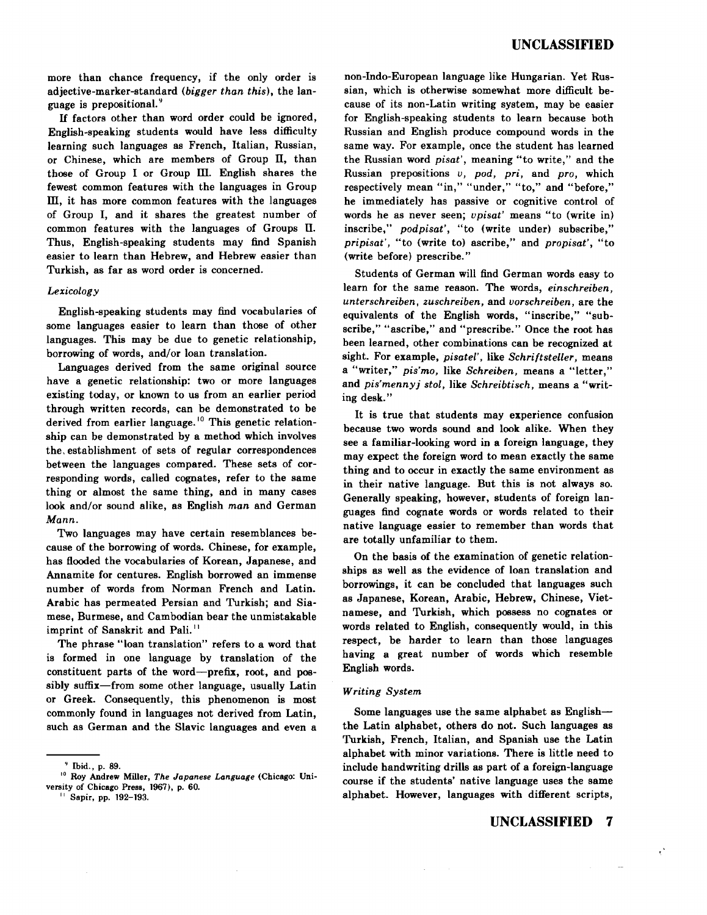more than chance frequency, if the only order is adjective-marker-standard (*bigger than this*), the language is prepositional.[9]

If factors other than word order could be ignored, English-speaking students would have less difficulty learning such languages as French, Italian, Russian, or Chinese, which are members of Group II, than those of Group I or Group III. English shares the fewest common features with the languages in Group III, it has more common features with the languages of Group I, and it shares the greatest number of common features with the languages of Groups II. Thus, English-speaking students may find Spanish easier to learn than Hebrew, and Hebrew easier than Turkish, as far as word order is concerned.

### *Lexicology*

English-speaking students may find vocabularies of some languages easier to learn than those of other languages. This may be due to genetic relationship, borrowing of words, and/or loan translation.

Languages derived from the same original source have a genetic relationship: two or more languages existing today, or known to us from an earlier period through written records, can be demonstrated to be derived from earlier language.[10] This genetic relationship can be demonstrated by a method which involves the establishment of sets of regular correspondences between the languages compared. These sets of corresponding words, called cognates, refer to the same thing or almost the same thing, and in many cases look and/or sound alike, as English *man* and German *Mann*.

Two languages may have certain resemblances because of the borrowing of words. Chinese, for example, has flooded the vocabularies of Korean, Japanese, and Annamite for centures. English borrowed an immense number of words from Norman French and Latin. Arabic has permeated Persian and Turkish; and Siamese, Burmese, and Cambodian bear the unmistakable imprint of Sanskrit and Pali.[11]

The phrase "loan translation" refers to a word that is formed in one language by translation of the constituent parts of the word—prefix, root, and possibly suffix—from some other language, usually Latin or Greek. Consequently, this phenomenon is most commonly found in languages not derived from Latin, such as German and the Slavic languages and even a non-Indo-European language like Hungarian. Yet Russian, which is otherwise somewhat more difficult because of its non-Latin writing system, may be easier for English-speaking students to learn because both Russian and English produce compound words in the same way. For example, once the student has learned the Russian word *pisat'*, meaning "to write," and the Russian prepositions *v*, *pod*, *pri*, and *pro*, which respectively mean "in," "under," "to," and "before," he immediately has passive or cognitive control of words he as never seen; *vpisat'* means "to (write in) inscribe," *podpisat'*, "to (write under) subscribe," *pripisat'*, "to (write to) ascribe," and *propisat'*, "to (write before) prescribe."

Students of German will find German words easy to learn for the same reason. The words, *einschreiben*, *unterschreiben*, *zuschreiben*, and *vorschreiben*, are the equivalents of the English words, "inscribe," "subscribe," "ascribe," and "prescribe." Once the root has been learned, other combinations can be recognized at sight. For example, *pisatel'*, like *Schriftsteller*, means a "writer," *pis'mo*, like *Schreiben*, means a "letter," and *pis'mennyj stol*, like *Schreibtisch*, means a "writing desk."

It is true that students may experience confusion because two words sound and look alike. When they see a familiar-looking word in a foreign language, they may expect the foreign word to mean exactly the same thing and to occur in exactly the same environment as in their native language. But this is not always so. Generally speaking, however, students of foreign languages find cognate words or words related to their native language easier to remember than words that are totally unfamiliar to them.

On the basis of the examination of genetic relationships as well as the evidence of loan translation and borrowings, it can be concluded that languages such as Japanese, Korean, Arabic, Hebrew, Chinese, Vietnamese, and Turkish, which possess no cognates or words related to English, consequently would, in this respect, be harder to learn than those languages having a great number of words which resemble English words.

### *Writing System*

Some languages use the same alphabet as English—the Latin alphabet, others do not. Such languages as Turkish, French, Italian, and Spanish use the Latin alphabet with minor variations. There is little need to include handwriting drills as part of a foreign-language course if the students' native language uses the same alphabet. However, languages with different scripts,

---

[9] Ibid., p. 89.

[10] Roy Andrew Miller, *The Japanese Language* (Chicago: University of Chicago Press, 1967), p. 60.

[11] Sapir, pp. 192–193.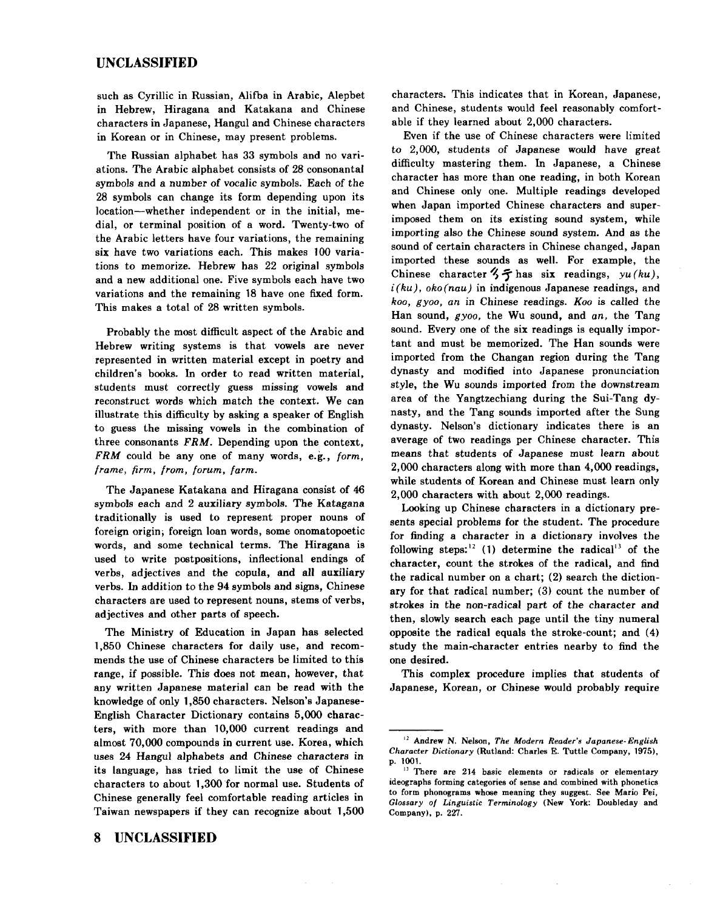such as Cyrillic in Russian, Alifba in Arabic, Alepbet in Hebrew, Hiragana and Katakana and Chinese characters in Japanese, Hangul and Chinese characters in Korean or in Chinese, may present problems.

The Russian alphabet has 33 symbols and no variations. The Arabic alphabet consists of 28 consonantal symbols and a number of vocalic symbols. Each of the 28 symbols can change its form depending upon its location—whether independent or in the initial, medial, or terminal position of a word. Twenty-two of the Arabic letters have four variations, the remaining six have two variations each. This makes 100 variations to memorize. Hebrew has 22 original symbols and a new additional one. Five symbols each have two variations and the remaining 18 have one fixed form. This makes a total of 28 written symbols.

Probably the most difficult aspect of the Arabic and Hebrew writing systems is that vowels are never represented in written material except in poetry and children's books. In order to read written material, students must correctly guess missing vowels and reconstruct words which match the context. We can illustrate this difficulty by asking a speaker of English to guess the missing vowels in the combination of three consonants *FRM*. Depending upon the context, *FRM* could be any one of many words, e.g., *form, frame, firm, from, forum, farm.*

The Japanese Katakana and Hiragana consist of 46 symbols each and 2 auxiliary symbols. The Katagana traditionally is used to represent proper nouns of foreign origin, foreign loan words, some onomatopoetic words, and some technical terms. The Hiragana is used to write postpositions, inflectional endings of verbs, adjectives and the copula, and all auxiliary verbs. In addition to the 94 symbols and signs, Chinese characters are used to represent nouns, stems of verbs, adjectives and other parts of speech.

The Ministry of Education in Japan has selected 1,850 Chinese characters for daily use, and recommends the use of Chinese characters be limited to this range, if possible. This does not mean, however, that any written Japanese material can be read with the knowledge of only 1,850 characters. Nelson's Japanese-English Character Dictionary contains 5,000 characters, with more than 10,000 current readings and almost 70,000 compounds in current use. Korea, which uses 24 Hangul alphabets and Chinese characters in its language, has tried to limit the use of Chinese characters to about 1,300 for normal use. Students of Chinese generally feel comfortable reading articles in Taiwan newspapers if they can recognize about 1,500 characters. This indicates that in Korean, Japanese, and Chinese, students would feel reasonably comfortable if they learned about 2,000 characters.

Even if the use of Chinese characters were limited to 2,000, students of Japanese would have great difficulty mastering them. In Japanese, a Chinese character has more than one reading, in both Korean and Chinese only one. Multiple readings developed when Japan imported Chinese characters and superimposed them on its existing sound system, while importing also the Chinese sound system. And as the sound of certain characters in Chinese changed, Japan imported these sounds as well. For example, the Chinese character 行 has six readings, *yu(ku), i(ku), oko(nau)* in indigenous Japanese readings, and *koo, gyoo, an* in Chinese readings. *Koo* is called the Han sound, *gyoo*, the Wu sound, and *an*, the Tang sound. Every one of the six readings is equally important and must be memorized. The Han sounds were imported from the Changan region during the Tang dynasty and modified into Japanese pronunciation style, the Wu sounds imported from the downstream area of the Yangtzechiang during the Sui-Tang dynasty, and the Tang sounds imported after the Sung dynasty. Nelson's dictionary indicates there is an average of two readings per Chinese character. This means that students of Japanese must learn about 2,000 characters along with more than 4,000 readings, while students of Korean and Chinese must learn only 2,000 characters with about 2,000 readings.

Looking up Chinese characters in a dictionary presents special problems for the student. The procedure for finding a character in a dictionary involves the following steps:[12] (1) determine the radical[13] of the character, count the strokes of the radical, and find the radical number on a chart; (2) search the dictionary for that radical number; (3) count the number of strokes in the non-radical part of the character and then, slowly search each page until the tiny numeral opposite the radical equals the stroke-count; and (4) study the main-character entries nearby to find the one desired.

This complex procedure implies that students of Japanese, Korean, or Chinese would probably require

---

[12] Andrew N. Nelson, *The Modern Reader's Japanese-English Character Dictionary* (Rutland: Charles E. Tuttle Company, 1975), p. 1001.

[13] There are 214 basic elements or radicals or elementary ideographs forming categories of sense and combined with phonetics to form phonograms whose meaning they suggest. See Mario Pei, *Glossary of Linguistic Terminology* (New York: Doubleday and Company), p. 227.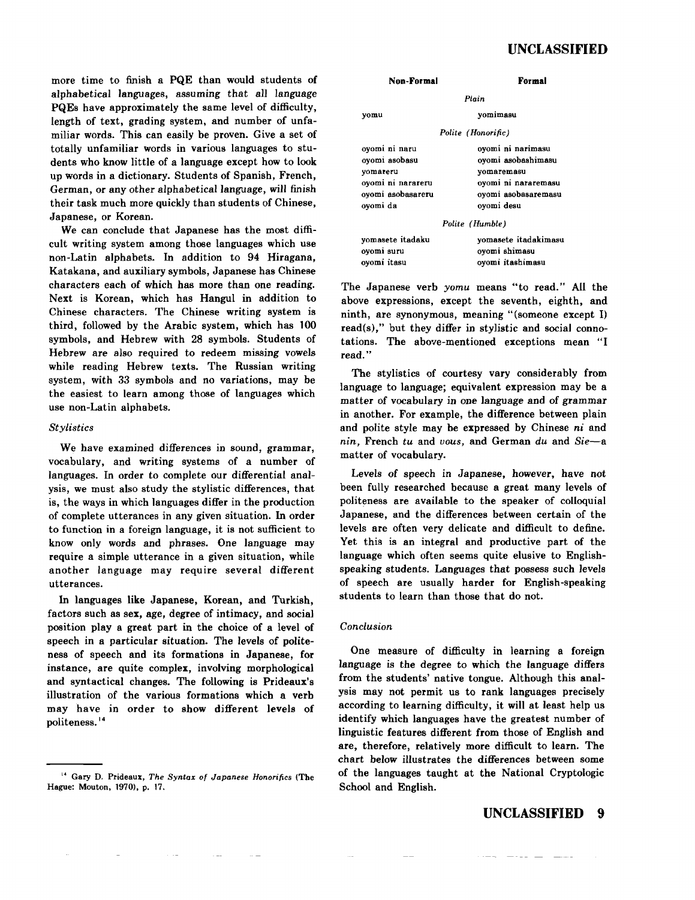more time to finish a PQE than would students of alphabetical languages, assuming that all language PQEs have approximately the same level of difficulty, length of text, grading system, and number of unfamiliar words. This can easily be proven. Give a set of totally unfamiliar words in various languages to students who know little of a language except how to look up words in a dictionary. Students of Spanish, French, German, or any other alphabetical language, will finish their task much more quickly than students of Chinese, Japanese, or Korean.

We can conclude that Japanese has the most difficult writing system among those languages which use non-Latin alphabets. In addition to 94 Hiragana, Katakana, and auxiliary symbols, Japanese has Chinese characters each of which has more than one reading. Next is Korean, which has Hangul in addition to Chinese characters. The Chinese writing system is third, followed by the Arabic system, which has 100 symbols, and Hebrew with 28 symbols. Students of Hebrew are also required to redeem missing vowels while reading Hebrew texts. The Russian writing system, with 33 symbols and no variations, may be the easiest to learn among those of languages which use non-Latin alphabets.

### *Stylistics*

We have examined differences in sound, grammar, vocabulary, and writing systems of a number of languages. In order to complete our differential analysis, we must also study the stylistic differences, that is, the ways in which languages differ in the production of complete utterances in any given situation. In order to function in a foreign language, it is not sufficient to know only words and phrases. One language may require a simple utterance in a given situation, while another language may require several different utterances.

In languages like Japanese, Korean, and Turkish, factors such as sex, age, degree of intimacy, and social position play a great part in the choice of a level of speech in a particular situation. The levels of politeness of speech and its formations in Japanese, for instance, are quite complex, involving morphological and syntactical changes. The following is Prideaux's illustration of the various formations which a verb may have in order to show different levels of politeness.[14]

| Non-Formal | Formal |
|---|---|
| *Plain* | |
| yomu | yomimasu |
| *Polite (Honorific)* | |
| oyomi ni naru | oyomi ni narimasu |
| oyomi asobasu | oyomi asobashimasu |
| yomareru | yomaremasu |
| oyomi ni narareru | oyomi ni nararemasu |
| oyomi asobasareru | oyomi asobasaremasu |
| oyomi da | oyomi desu |
| *Polite (Humble)* | |
| yomasete itadaku | yomasete itadakimasu |
| oyomi suru | oyomi shimasu |
| oyomi itasu | oyomi itashimasu |

The Japanese verb *yomu* means "to read." All the above expressions, except the seventh, eighth, and ninth, are synonymous, meaning "(someone except I) read(s)," but they differ in stylistic and social connotations. The above-mentioned exceptions mean "I read."

The stylistics of courtesy vary considerably from language to language; equivalent expression may be a matter of vocabulary in one language and of grammar in another. For example, the difference between plain and polite style may be expressed by Chinese *ni* and *nin*, French *tu* and *vous*, and German *du* and *Sie*—a matter of vocabulary.

Levels of speech in Japanese, however, have not been fully researched because a great many levels of politeness are available to the speaker of colloquial Japanese, and the differences between certain of the levels are often very delicate and difficult to define. Yet this is an integral and productive part of the language which often seems quite elusive to English-speaking students. Languages that possess such levels of speech are usually harder for English-speaking students to learn than those that do not.

### *Conclusion*

One measure of difficulty in learning a foreign language is the degree to which the language differs from the students' native tongue. Although this analysis may not permit us to rank languages precisely according to learning difficulty, it will at least help us identify which languages have the greatest number of linguistic features different from those of English and are, therefore, relatively more difficult to learn. The chart below illustrates the differences between some of the languages taught at the National Cryptologic School and English.

---

[14] Gary D. Prideaux, *The Syntax of Japanese Honorifics* (The Hague: Mouton, 1970), p. 17.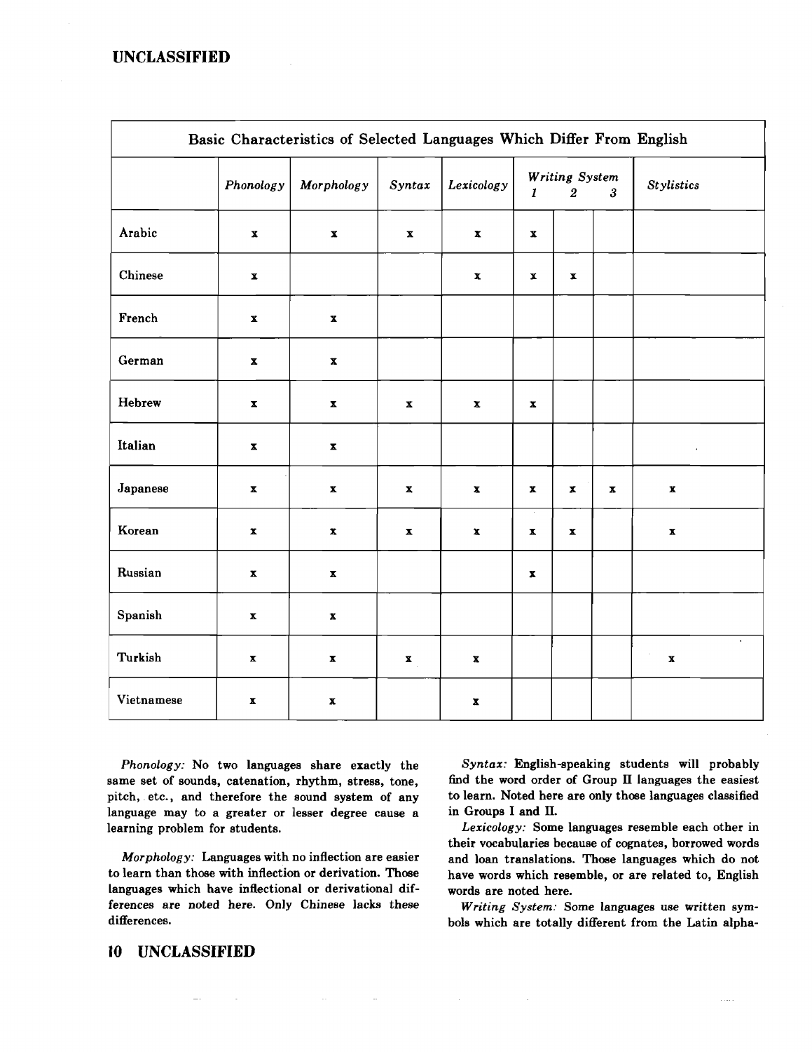| Basic Characteristics of Selected Languages Which Differ From English | | | | | | | | |
|---|---|---|---|---|---|---|---|---|
| | *Phonology* | *Morphology* | *Syntax* | *Lexicology* | *Writing System* 1 | 2 | 3 | *Stylistics* |
| Arabic | x | x | x | x | x | | | |
| Chinese | x | | | x | x | x | | |
| French | x | x | | | | | | |
| German | x | x | | | | | | |
| Hebrew | x | x | x | x | x | | | |
| Italian | x | x | | | | | | |
| Japanese | x | x | x | x | x | x | x | x |
| Korean | x | x | x | x | x | x | | x |
| Russian | x | x | | | x | | | |
| Spanish | x | x | | | | | | |
| Turkish | x | x | x | x | | | | x |
| Vietnamese | x | x | | x | | | | |

*Phonology:* No two languages share exactly the same set of sounds, catenation, rhythm, stress, tone, pitch, etc., and therefore the sound system of any language may to a greater or lesser degree cause a learning problem for students.

*Morphology:* Languages with no inflection are easier to learn than those with inflection or derivation. Those languages which have inflectional or derivational differences are noted here. Only Chinese lacks these differences.

*Syntax:* English-speaking students will probably find the word order of Group II languages the easiest to learn. Noted here are only those languages classified in Groups I and II.

*Lexicology:* Some languages resemble each other in their vocabularies because of cognates, borrowed words and loan translations. Those languages which do not have words which resemble, or are related to, English words are noted here.

*Writing System:* Some languages use written symbols which are totally different from the Latin alpha-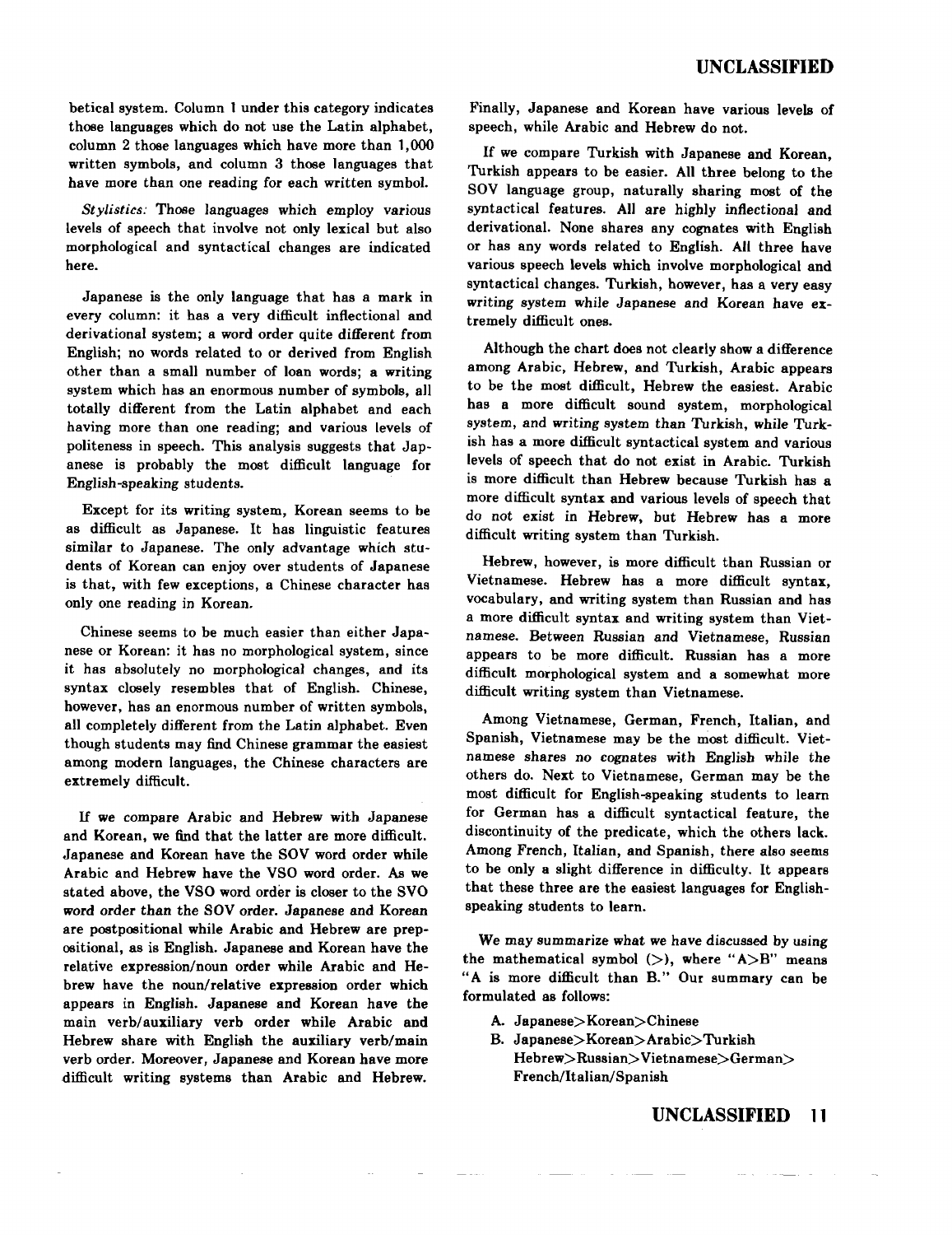betical system. Column 1 under this category indicates those languages which do not use the Latin alphabet, column 2 those languages which have more than 1,000 written symbols, and column 3 those languages that have more than one reading for each written symbol.

*Stylistics:* Those languages which employ various levels of speech that involve not only lexical but also morphological and syntactical changes are indicated here.

Japanese is the only language that has a mark in every column: it has a very difficult inflectional and derivational system; a word order quite different from English; no words related to or derived from English other than a small number of loan words; a writing system which has an enormous number of symbols, all totally different from the Latin alphabet and each having more than one reading; and various levels of politeness in speech. This analysis suggests that Japanese is probably the most difficult language for English-speaking students.

Except for its writing system, Korean seems to be as difficult as Japanese. It has linguistic features similar to Japanese. The only advantage which students of Korean can enjoy over students of Japanese is that, with few exceptions, a Chinese character has only one reading in Korean.

Chinese seems to be much easier than either Japanese or Korean: it has no morphological system, since it has absolutely no morphological changes, and its syntax closely resembles that of English. Chinese, however, has an enormous number of written symbols, all completely different from the Latin alphabet. Even though students may find Chinese grammar the easiest among modern languages, the Chinese characters are extremely difficult.

If we compare Arabic and Hebrew with Japanese and Korean, we find that the latter are more difficult. Japanese and Korean have the SOV word order while Arabic and Hebrew have the VSO word order. As we stated above, the VSO word order is closer to the SVO word order than the SOV order. Japanese and Korean are postpositional while Arabic and Hebrew are prepositional, as is English. Japanese and Korean have the relative expression/noun order while Arabic and Hebrew have the noun/relative expression order which appears in English. Japanese and Korean have the main verb/auxiliary verb order while Arabic and Hebrew share with English the auxiliary verb/main verb order. Moreover, Japanese and Korean have more difficult writing systems than Arabic and Hebrew. Finally, Japanese and Korean have various levels of speech, while Arabic and Hebrew do not.

If we compare Turkish with Japanese and Korean, Turkish appears to be easier. All three belong to the SOV language group, naturally sharing most of the syntactical features. All are highly inflectional and derivational. None shares any cognates with English or has any words related to English. All three have various speech levels which involve morphological and syntactical changes. Turkish, however, has a very easy writing system while Japanese and Korean have extremely difficult ones.

Although the chart does not clearly show a difference among Arabic, Hebrew, and Turkish, Arabic appears to be the most difficult, Hebrew the easiest. Arabic has a more difficult sound system, morphological system, and writing system than Turkish, while Turkish has a more difficult syntactical system and various levels of speech that do not exist in Arabic. Turkish is more difficult than Hebrew because Turkish has a more difficult syntax and various levels of speech that do not exist in Hebrew, but Hebrew has a more difficult writing system than Turkish.

Hebrew, however, is more difficult than Russian or Vietnamese. Hebrew has a more difficult syntax, vocabulary, and writing system than Russian and has a more difficult syntax and writing system than Vietnamese. Between Russian and Vietnamese, Russian appears to be more difficult. Russian has a more difficult morphological system and a somewhat more difficult writing system than Vietnamese.

Among Vietnamese, German, French, Italian, and Spanish, Vietnamese may be the most difficult. Vietnamese shares no cognates with English while the others do. Next to Vietnamese, German may be the most difficult for English-speaking students to learn for German has a difficult syntactical feature, the discontinuity of the predicate, which the others lack. Among French, Italian, and Spanish, there also seems to be only a slight difference in difficulty. It appears that these three are the easiest languages for English-speaking students to learn.

We may summarize what we have discussed by using the mathematical symbol (>), where "A>B" means "A is more difficult than B." Our summary can be formulated as follows:

A. Japanese>Korean>Chinese

B. Japanese>Korean>Arabic>Turkish
Hebrew>Russian>Vietnamese>German>
French/Italian/Spanish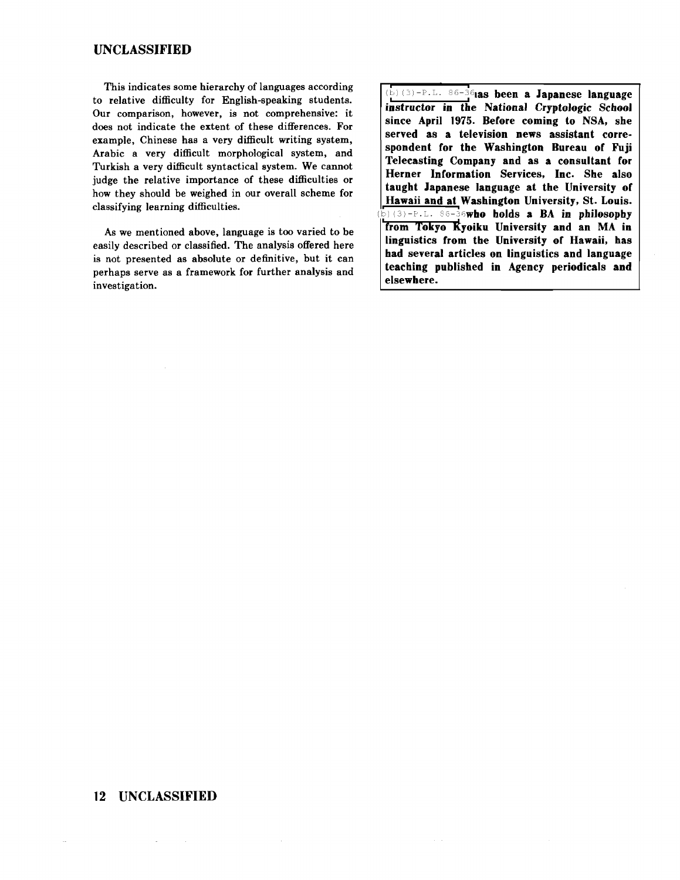This indicates some hierarchy of languages according to relative difficulty for English-speaking students. Our comparison, however, is not comprehensive: it does not indicate the extent of these differences. For example, Chinese has a very difficult writing system, Arabic a very difficult morphological system, and Turkish a very difficult syntactical system. We cannot judge the relative importance of these difficulties or how they should be weighed in our overall scheme for classifying learning difficulties.

As we mentioned above, language is too varied to be easily described or classified. The analysis offered here is not presented as absolute or definitive, but it can perhaps serve as a framework for further analysis and investigation.

**(b)(3)-P.L. 86-36 has been a Japanese language instructor in the National Cryptologic School since April 1975. Before coming to NSA, she served as a television news assistant correspondent for the Washington Bureau of Fuji Telecasting Company and as a consultant for Herner Information Services, Inc. She also taught Japanese language at the University of Hawaii and at Washington University, St. Louis. (b)(3)-P.L. 86-36 who holds a BA in philosophy from Tokyo Kyoiku University and an MA in linguistics from the University of Hawaii, has had several articles on linguistics and language teaching published in Agency periodicals and elsewhere.**